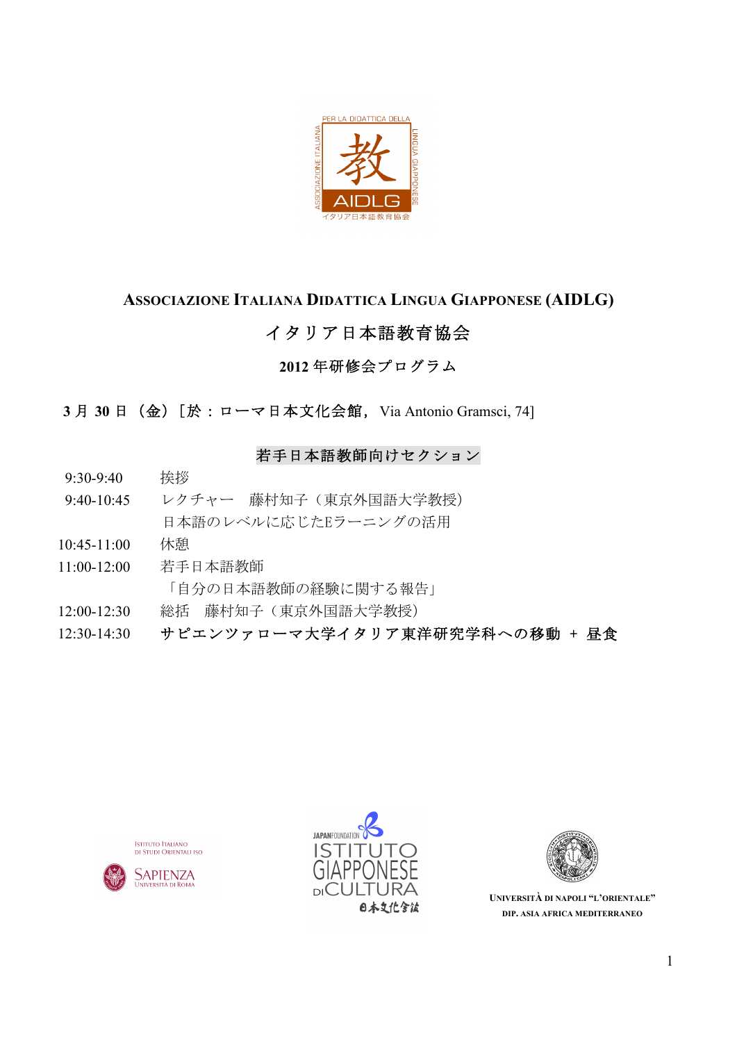# Associazione Italiana Didattica Lingua Giapponese (AIDLG)

## イタリア日本語教育協会

### 2012 年研修会プログラム

**3 月 30 日（金）**［於：ローマ日本文化会館，Via Antonio Gramsci, 74]

**若手日本語教師向けセクション**

| | |
|---|---|
| 9:30-9:40 | 挨拶 |
| 9:40-10:45 | レクチャー　藤村知子（東京外国語大学教授）<br>日本語のレベルに応じたEラーニングの活用 |
| 10:45-11:00 | 休憩 |
| 11:00-12:00 | 若手日本語教師<br>「自分の日本語教師の経験に関する報告」 |
| 12:00-12:30 | 総括　藤村知子（東京外国語大学教授） |
| 12:30-14:30 | **サピエンツァローマ大学イタリア東洋研究学科への移動 ＋ 昼食** |

Istituto Italiano di Studi Orientali ISO – Sapienza Università di Roma

Japan Foundation – Istituto Giapponese di Cultura – 日本文化会館

Università di Napoli "L'Orientale" – Dip. Asia Africa Mediterraneo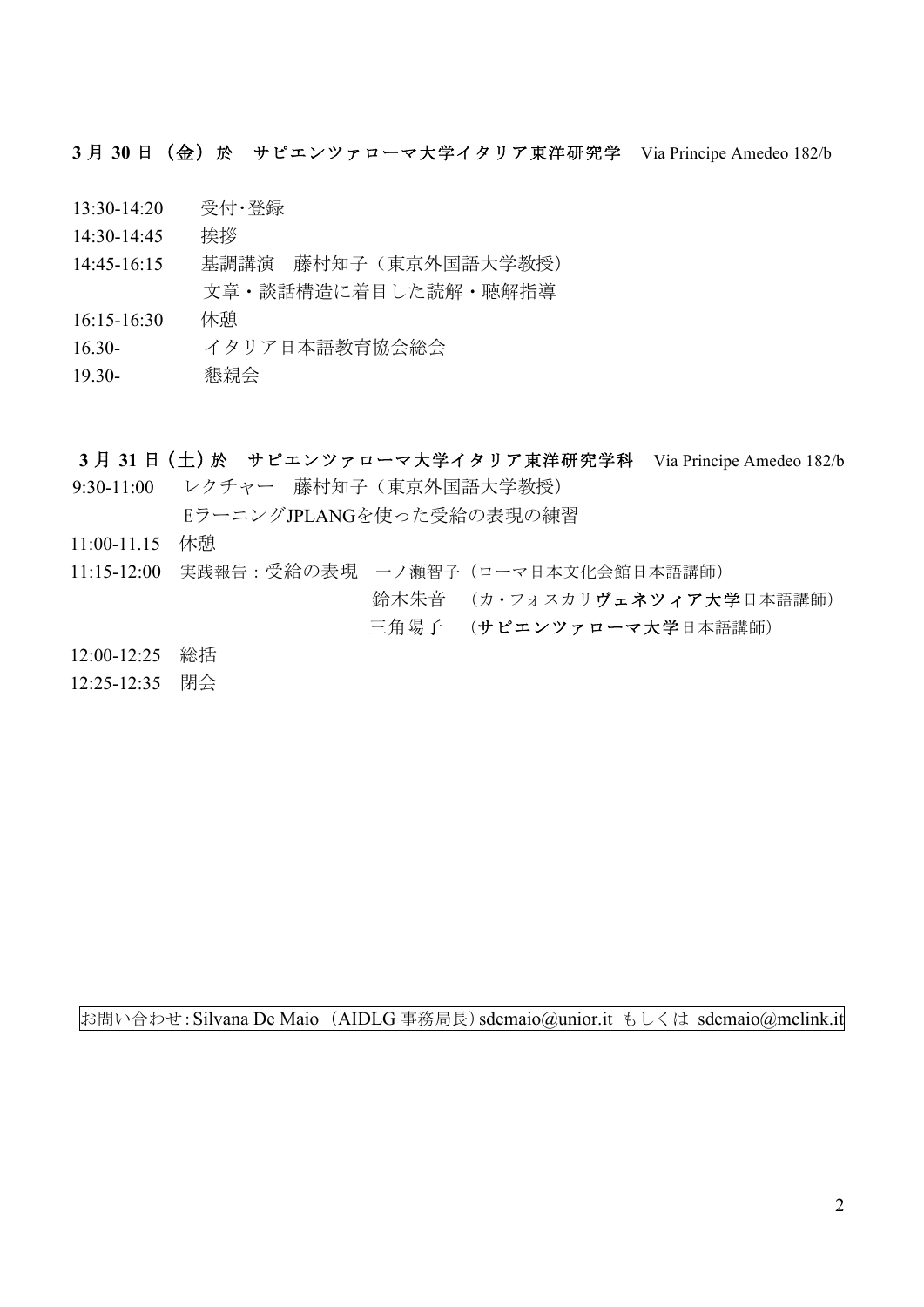**3** 月 **30** 日（金）於　サピエンツァローマ大学イタリア東洋研究学　Via Principe Amedeo 182/b

13:30-14:20　受付･登録

14:30-14:45　挨拶

14:45-16:15　基調講演　藤村知子（東京外国語大学教授）
　　文章・談話構造に着目した読解・聴解指導

16:15-16:30　休憩

16.30-　イタリア日本語教育協会総会

19.30-　懇親会

**3** 月 **31** 日（土）於　サピエンツァローマ大学イタリア東洋研究学科　Via Principe Amedeo 182/b

9:30-11:00　レクチャー　藤村知子（東京外国語大学教授）
　　EラーニングJPLANGを使った受給の表現の練習

11:00-11.15　休憩

11:15-12:00　実践報告：受給の表現　一ノ瀬智子（ローマ日本文化会館日本語講師）
　　鈴木朱音　（カ・フォスカリ**ヴェネツィア大学**日本語講師）
　　三角陽子　（**サピエンツァローマ大学**日本語講師）

12:00-12:25　総括

12:25-12.35　閉会

お問い合わせ: Silvana De Maio（AIDLG 事務局長）sdemaio@unior.it もしくは sdemaio@mclink.it